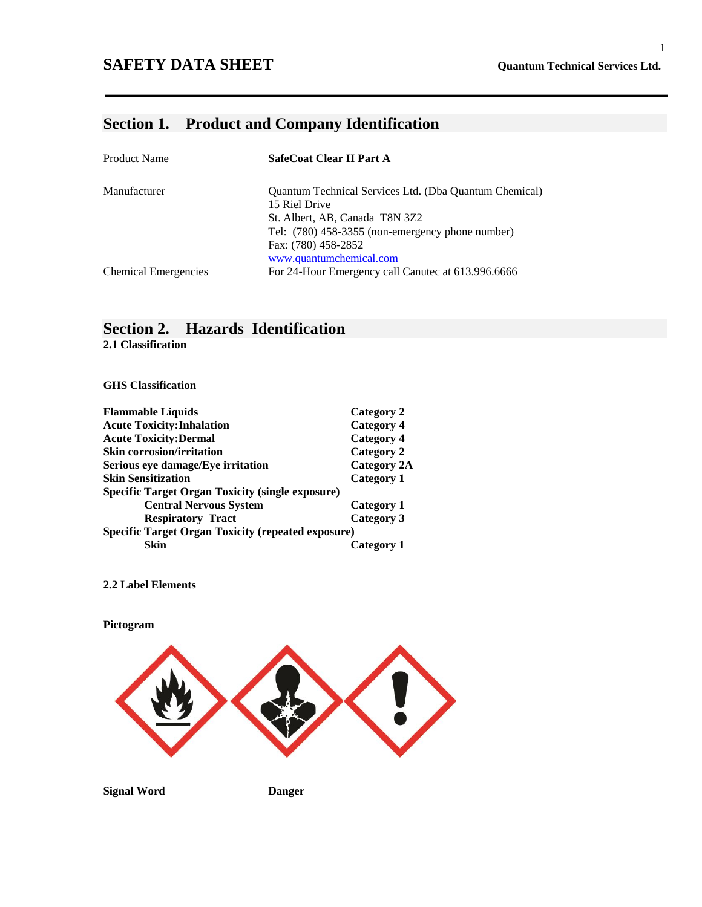# SAFETY DATA SHEET

**Quantum Technical Services Ltd.**

## Section 1. Product and Company Identification

| | |
|---|---|
| Product Name | **SafeCoat Clear II Part A** |
| Manufacturer | Quantum Technical Services Ltd. (Dba Quantum Chemical)<br>15 Riel Drive<br>St. Albert, AB, Canada T8N 3Z2<br>Tel: (780) 458-3355 (non-emergency phone number)<br>Fax: (780) 458-2852<br>www.quantumchemical.com |
| Chemical Emergencies | For 24-Hour Emergency call Canutec at 613.996.6666 |

## Section 2. Hazards Identification

### 2.1 Classification

**GHS Classification**

| | |
|---|---|
| **Flammable Liquids** | **Category 2** |
| **Acute Toxicity:Inhalation** | **Category 4** |
| **Acute Toxicity:Dermal** | **Category 4** |
| **Skin corrosion/irritation** | **Category 2** |
| **Serious eye damage/Eye irritation** | **Category 2A** |
| **Skin Sensitization** | **Category 1** |
| **Specific Target Organ Toxicity (single exposure)** | |
| **Central Nervous System** | **Category 1** |
| **Respiratory Tract** | **Category 3** |
| **Specific Target Organ Toxicity (repeated exposure)** | |
| **Skin** | **Category 1** |

### 2.2 Label Elements

**Pictogram**

**Signal Word** **Danger**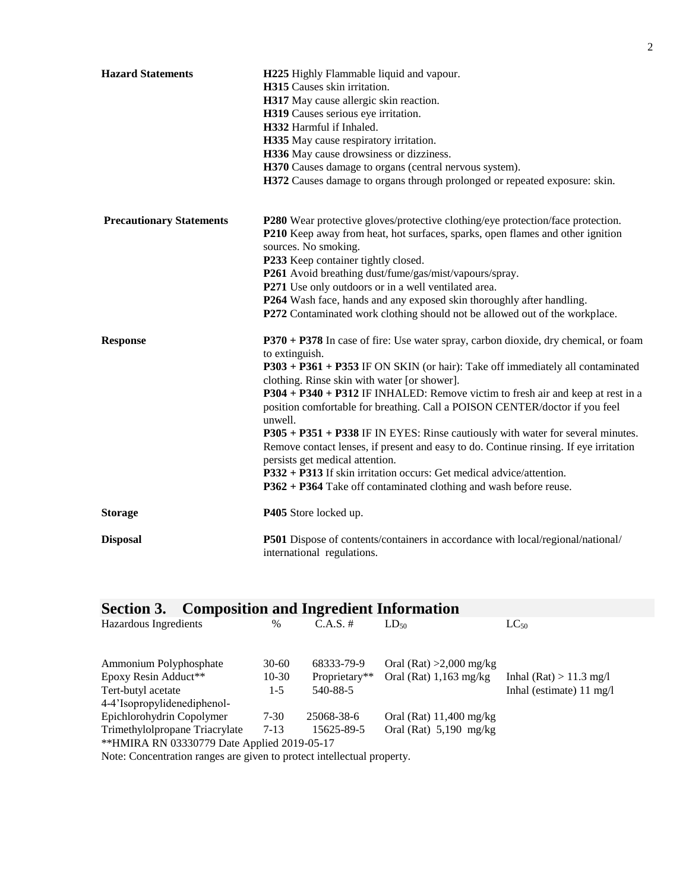**Hazard Statements**

**H225** Highly Flammable liquid and vapour.
**H315** Causes skin irritation.
**H317** May cause allergic skin reaction.
**H319** Causes serious eye irritation.
**H332** Harmful if Inhaled.
**H335** May cause respiratory irritation.
**H336** May cause drowsiness or dizziness.
**H370** Causes damage to organs (central nervous system).
**H372** Causes damage to organs through prolonged or repeated exposure: skin.

**Precautionary Statements**

**P280** Wear protective gloves/protective clothing/eye protection/face protection.
**P210** Keep away from heat, hot surfaces, sparks, open flames and other ignition sources. No smoking.
**P233** Keep container tightly closed.
**P261** Avoid breathing dust/fume/gas/mist/vapours/spray.
**P271** Use only outdoors or in a well ventilated area.
**P264** Wash face, hands and any exposed skin thoroughly after handling.
**P272** Contaminated work clothing should not be allowed out of the workplace.

**Response**

**P370 + P378** In case of fire: Use water spray, carbon dioxide, dry chemical, or foam to extinguish.
**P303 + P361 + P353** IF ON SKIN (or hair): Take off immediately all contaminated clothing. Rinse skin with water [or shower].
**P304 + P340 + P312** IF INHALED: Remove victim to fresh air and keep at rest in a position comfortable for breathing. Call a POISON CENTER/doctor if you feel unwell.
**P305 + P351 + P338** IF IN EYES: Rinse cautiously with water for several minutes. Remove contact lenses, if present and easy to do. Continue rinsing. If eye irritation persists get medical attention.
**P332 + P313** If skin irritation occurs: Get medical advice/attention.
**P362 + P364** Take off contaminated clothing and wash before reuse.

**Storage**

**P405** Store locked up.

**Disposal**

**P501** Dispose of contents/containers in accordance with local/regional/national/ international regulations.

## Section 3. Composition and Ingredient Information

| Hazardous Ingredients | % | C.A.S. # | $LD_{50}$ | $LC_{50}$ |
|---|---|---|---|---|
| Ammonium Polyphosphate | 30-60 | 68333-79-9 | Oral (Rat) >2,000 mg/kg | |
| Epoxy Resin Adduct** | 10-30 | Proprietary** | Oral (Rat) 1,163 mg/kg | Inhal (Rat) > 11.3 mg/l |
| Tert-butyl acetate | 1-5 | 540-88-5 | | Inhal (estimate) 11 mg/l |
| 4-4'Isopropylidenediphenol-Epichlorohydrin Copolymer | 7-30 | 25068-38-6 | Oral (Rat) 11,400 mg/kg | |
| Trimethylolpropane Triacrylate | 7-13 | 15625-89-5 | Oral (Rat) 5,190 mg/kg | |

**HMIRA RN 03330779 Date Applied 2019-05-17

Note: Concentration ranges are given to protect intellectual property.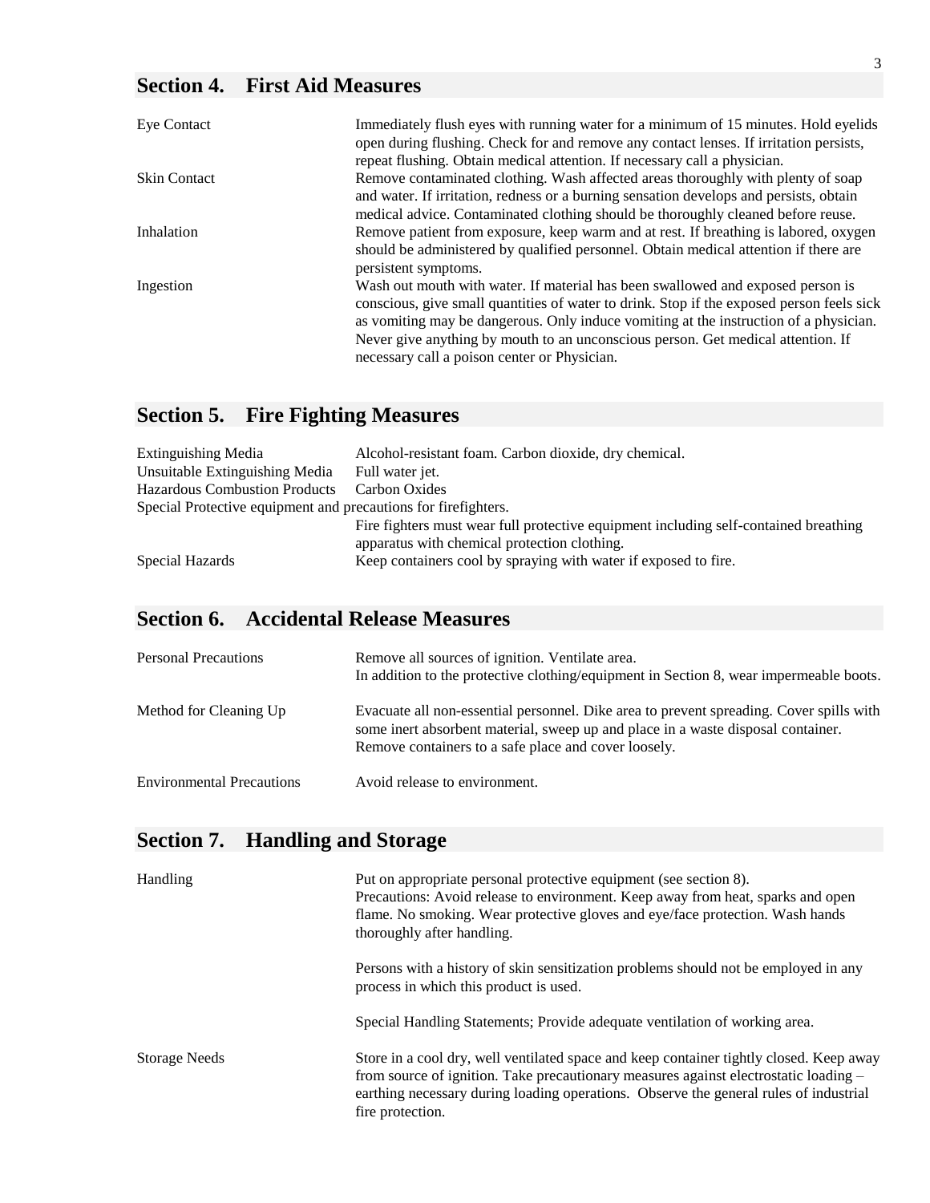## Section 4. First Aid Measures

| | |
|---|---|
| Eye Contact | Immediately flush eyes with running water for a minimum of 15 minutes. Hold eyelids open during flushing. Check for and remove any contact lenses. If irritation persists, repeat flushing. Obtain medical attention. If necessary call a physician. |
| Skin Contact | Remove contaminated clothing. Wash affected areas thoroughly with plenty of soap and water. If irritation, redness or a burning sensation develops and persists, obtain medical advice. Contaminated clothing should be thoroughly cleaned before reuse. |
| Inhalation | Remove patient from exposure, keep warm and at rest. If breathing is labored, oxygen should be administered by qualified personnel. Obtain medical attention if there are persistent symptoms. |
| Ingestion | Wash out mouth with water. If material has been swallowed and exposed person is conscious, give small quantities of water to drink. Stop if the exposed person feels sick as vomiting may be dangerous. Only induce vomiting at the instruction of a physician. Never give anything by mouth to an unconscious person. Get medical attention. If necessary call a poison center or Physician. |

## Section 5. Fire Fighting Measures

| | |
|---|---|
| Extinguishing Media | Alcohol-resistant foam. Carbon dioxide, dry chemical. |
| Unsuitable Extinguishing Media | Full water jet. |
| Hazardous Combustion Products | Carbon Oxides |

Special Protective equipment and precautions for firefighters.

Fire fighters must wear full protective equipment including self-contained breathing apparatus with chemical protection clothing.

| | |
|---|---|
| Special Hazards | Keep containers cool by spraying with water if exposed to fire. |

## Section 6. Accidental Release Measures

| | |
|---|---|
| Personal Precautions | Remove all sources of ignition. Ventilate area. In addition to the protective clothing/equipment in Section 8, wear impermeable boots. |
| Method for Cleaning Up | Evacuate all non-essential personnel. Dike area to prevent spreading. Cover spills with some inert absorbent material, sweep up and place in a waste disposal container. Remove containers to a safe place and cover loosely. |
| Environmental Precautions | Avoid release to environment. |

## Section 7. Handling and Storage

| | |
|---|---|
| Handling | Put on appropriate personal protective equipment (see section 8). Precautions: Avoid release to environment. Keep away from heat, sparks and open flame. No smoking. Wear protective gloves and eye/face protection. Wash hands thoroughly after handling.<br><br>Persons with a history of skin sensitization problems should not be employed in any process in which this product is used.<br><br>Special Handling Statements; Provide adequate ventilation of working area. |
| Storage Needs | Store in a cool dry, well ventilated space and keep container tightly closed. Keep away from source of ignition. Take precautionary measures against electrostatic loading – earthing necessary during loading operations. Observe the general rules of industrial fire protection. |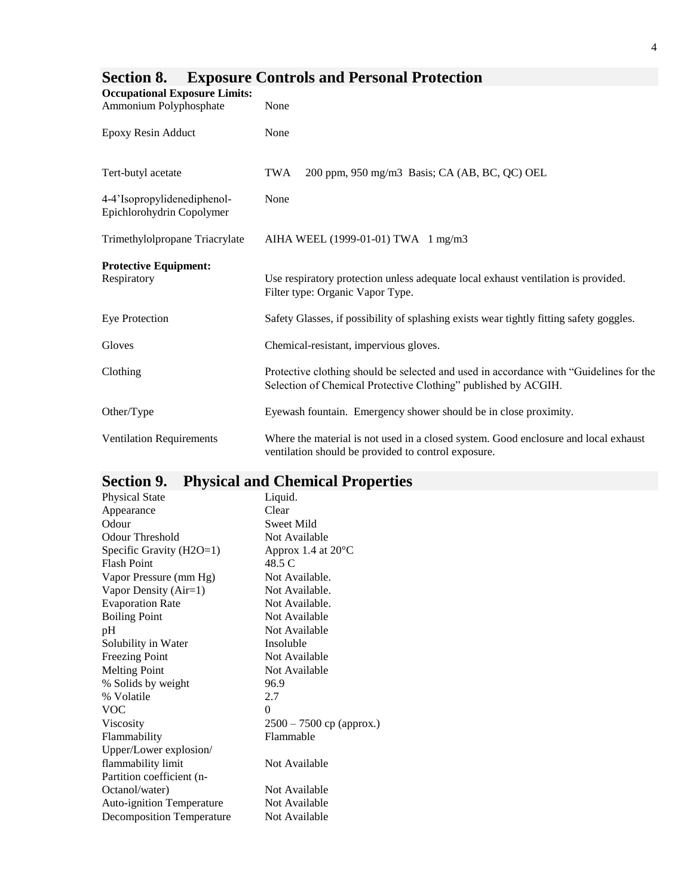## Section 8. Exposure Controls and Personal Protection

**Occupational Exposure Limits:**

| | |
|---|---|
| Ammonium Polyphosphate | None |
| Epoxy Resin Adduct | None |
| Tert-butyl acetate | TWA 200 ppm, 950 mg/m3 Basis; CA (AB, BC, QC) OEL |
| 4-4'Isopropylidenediphenol-Epichlorohydrin Copolymer | None |
| Trimethylolpropane Triacrylate | AIHA WEEL (1999-01-01) TWA 1 mg/m3 |

**Protective Equipment:**

| | |
|---|---|
| Respiratory | Use respiratory protection unless adequate local exhaust ventilation is provided. Filter type: Organic Vapor Type. |
| Eye Protection | Safety Glasses, if possibility of splashing exists wear tightly fitting safety goggles. |
| Gloves | Chemical-resistant, impervious gloves. |
| Clothing | Protective clothing should be selected and used in accordance with "Guidelines for the Selection of Chemical Protective Clothing" published by ACGIH. |
| Other/Type | Eyewash fountain. Emergency shower should be in close proximity. |
| Ventilation Requirements | Where the material is not used in a closed system. Good enclosure and local exhaust ventilation should be provided to control exposure. |

## Section 9. Physical and Chemical Properties

| | |
|---|---|
| Physical State | Liquid. |
| Appearance | Clear |
| Odour | Sweet Mild |
| Odour Threshold | Not Available |
| Specific Gravity (H2O=1) | Approx 1.4 at 20°C |
| Flash Point | 48.5 C |
| Vapor Pressure (mm Hg) | Not Available. |
| Vapor Density (Air=1) | Not Available. |
| Evaporation Rate | Not Available. |
| Boiling Point | Not Available |
| pH | Not Available |
| Solubility in Water | Insoluble |
| Freezing Point | Not Available |
| Melting Point | Not Available |
| % Solids by weight | 96.9 |
| % Volatile | 2.7 |
| VOC | 0 |
| Viscosity | 2500 – 7500 cp (approx.) |
| Flammability | Flammable |
| Upper/Lower explosion/ flammability limit | Not Available |
| Partition coefficient (n-Octanol/water) | Not Available |
| Auto-ignition Temperature | Not Available |
| Decomposition Temperature | Not Available |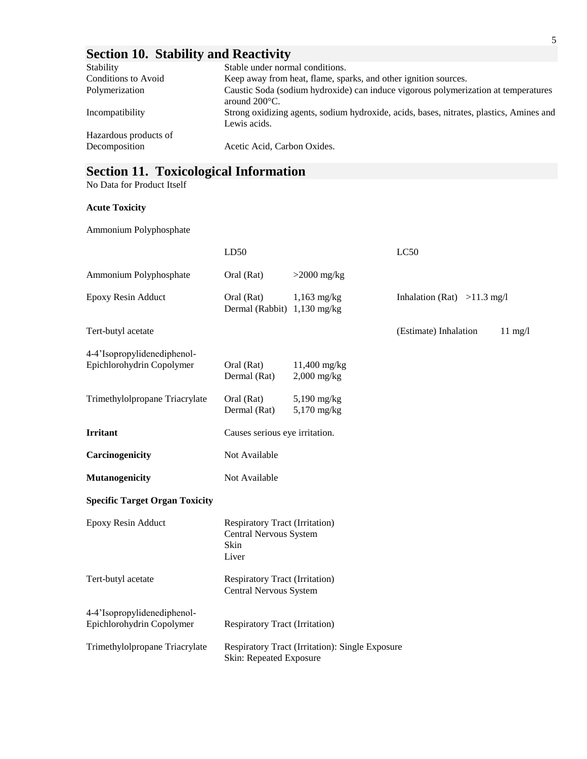## Section 10. Stability and Reactivity

| | |
|---|---|
| Stability | Stable under normal conditions. |
| Conditions to Avoid | Keep away from heat, flame, sparks, and other ignition sources. |
| Polymerization | Caustic Soda (sodium hydroxide) can induce vigorous polymerization at temperatures around 200°C. |
| Incompatibility | Strong oxidizing agents, sodium hydroxide, acids, bases, nitrates, plastics, Amines and Lewis acids. |
| Hazardous products of Decomposition | Acetic Acid, Carbon Oxides. |

## Section 11. Toxicological Information

No Data for Product Itself

**Acute Toxicity**

Ammonium Polyphosphate

| | LD50 | | LC50 | |
|---|---|---|---|---|
| Ammonium Polyphosphate | Oral (Rat) | >2000 mg/kg | | |
| Epoxy Resin Adduct | Oral (Rat)<br>Dermal (Rabbit) | 1,163 mg/kg<br>1,130 mg/kg | Inhalation (Rat) | >11.3 mg/l |
| Tert-butyl acetate | | | (Estimate) Inhalation | 11 mg/l |
| 4-4'Isopropylidenediphenol-Epichlorohydrin Copolymer | Oral (Rat)<br>Dermal (Rat) | 11,400 mg/kg<br>2,000 mg/kg | | |
| Trimethylolpropane Triacrylate | Oral (Rat)<br>Dermal (Rat) | 5,190 mg/kg<br>5,170 mg/kg | | |

**Irritant** Causes serious eye irritation.

**Carcinogenicity** Not Available

**Mutanogenicity** Not Available

**Specific Target Organ Toxicity**

| | |
|---|---|
| Epoxy Resin Adduct | Respiratory Tract (Irritation)<br>Central Nervous System<br>Skin<br>Liver |
| Tert-butyl acetate | Respiratory Tract (Irritation)<br>Central Nervous System |
| 4-4'Isopropylidenediphenol-Epichlorohydrin Copolymer | Respiratory Tract (Irritation) |
| Trimethylolpropane Triacrylate | Respiratory Tract (Irritation): Single Exposure<br>Skin: Repeated Exposure |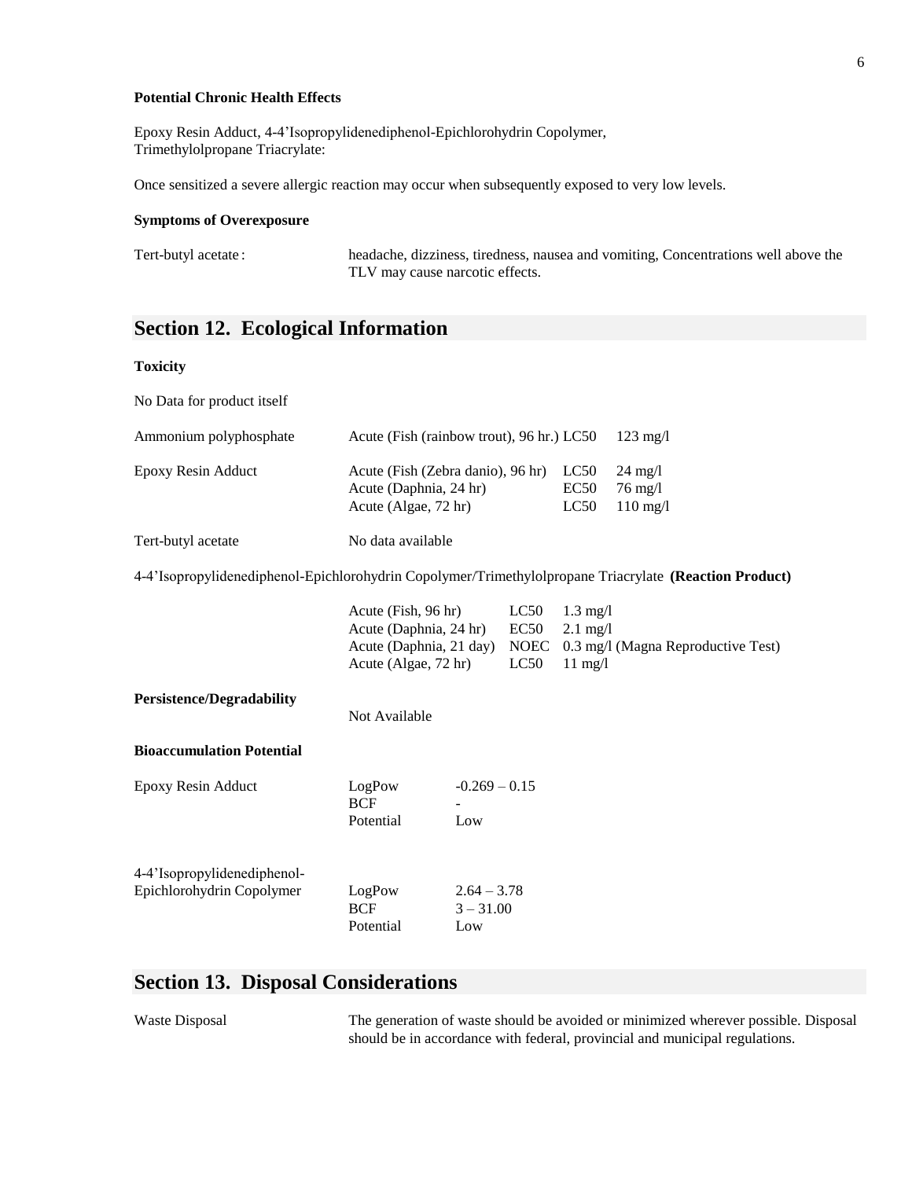**Potential Chronic Health Effects**

Epoxy Resin Adduct, 4-4'Isopropylidenediphenol-Epichlorohydrin Copolymer, Trimethylolpropane Triacrylate:

Once sensitized a severe allergic reaction may occur when subsequently exposed to very low levels.

**Symptoms of Overexposure**

| | |
|---|---|
| Tert-butyl acetate : | headache, dizziness, tiredness, nausea and vomiting, Concentrations well above the TLV may cause narcotic effects. |

## Section 12. Ecological Information

**Toxicity**

No Data for product itself

| | | | |
|---|---|---|---|
| Ammonium polyphosphate | Acute (Fish (rainbow trout), 96 hr.) | LC50 | 123 mg/l |
| Epoxy Resin Adduct | Acute (Fish (Zebra danio), 96 hr) | LC50 | 24 mg/l |
| | Acute (Daphnia, 24 hr) | EC50 | 76 mg/l |
| | Acute (Algae, 72 hr) | LC50 | 110 mg/l |
| Tert-butyl acetate | No data available | | |

4-4'Isopropylidenediphenol-Epichlorohydrin Copolymer/Trimethylolpropane Triacrylate **(Reaction Product)**

| | | |
|---|---|---|
| Acute (Fish, 96 hr) | LC50 | 1.3 mg/l |
| Acute (Daphnia, 24 hr) | EC50 | 2.1 mg/l |
| Acute (Daphnia, 21 day) | NOEC | 0.3 mg/l (Magna Reproductive Test) |
| Acute (Algae, 72 hr) | LC50 | 11 mg/l |

**Persistence/Degradability**

Not Available

**Bioaccumulation Potential**

| | | |
|---|---|---|
| Epoxy Resin Adduct | LogPow | -0.269 – 0.15 |
| | BCF | - |
| | Potential | Low |
| 4-4'Isopropylidenediphenol-Epichlorohydrin Copolymer | LogPow | 2.64 – 3.78 |
| | BCF | 3 – 31.00 |
| | Potential | Low |

## Section 13. Disposal Considerations

| | |
|---|---|
| Waste Disposal | The generation of waste should be avoided or minimized wherever possible. Disposal should be in accordance with federal, provincial and municipal regulations. |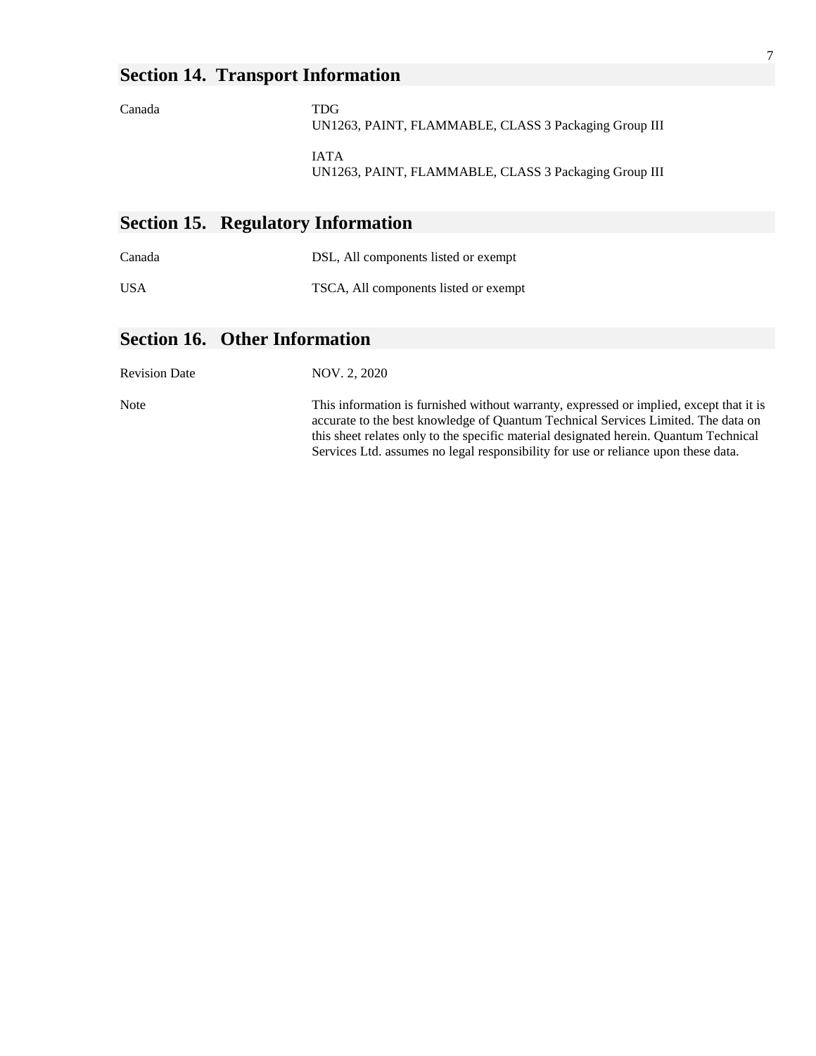## Section 14. Transport Information

| | |
|---|---|
| Canada | TDG<br>UN1263, PAINT, FLAMMABLE, CLASS 3 Packaging Group III<br><br>IATA<br>UN1263, PAINT, FLAMMABLE, CLASS 3 Packaging Group III |

## Section 15. Regulatory Information

| | |
|---|---|
| Canada | DSL, All components listed or exempt |
| USA | TSCA, All components listed or exempt |

## Section 16. Other Information

| | |
|---|---|
| Revision Date | NOV. 2, 2020 |
| Note | This information is furnished without warranty, expressed or implied, except that it is accurate to the best knowledge of Quantum Technical Services Limited. The data on this sheet relates only to the specific material designated herein. Quantum Technical Services Ltd. assumes no legal responsibility for use or reliance upon these data. |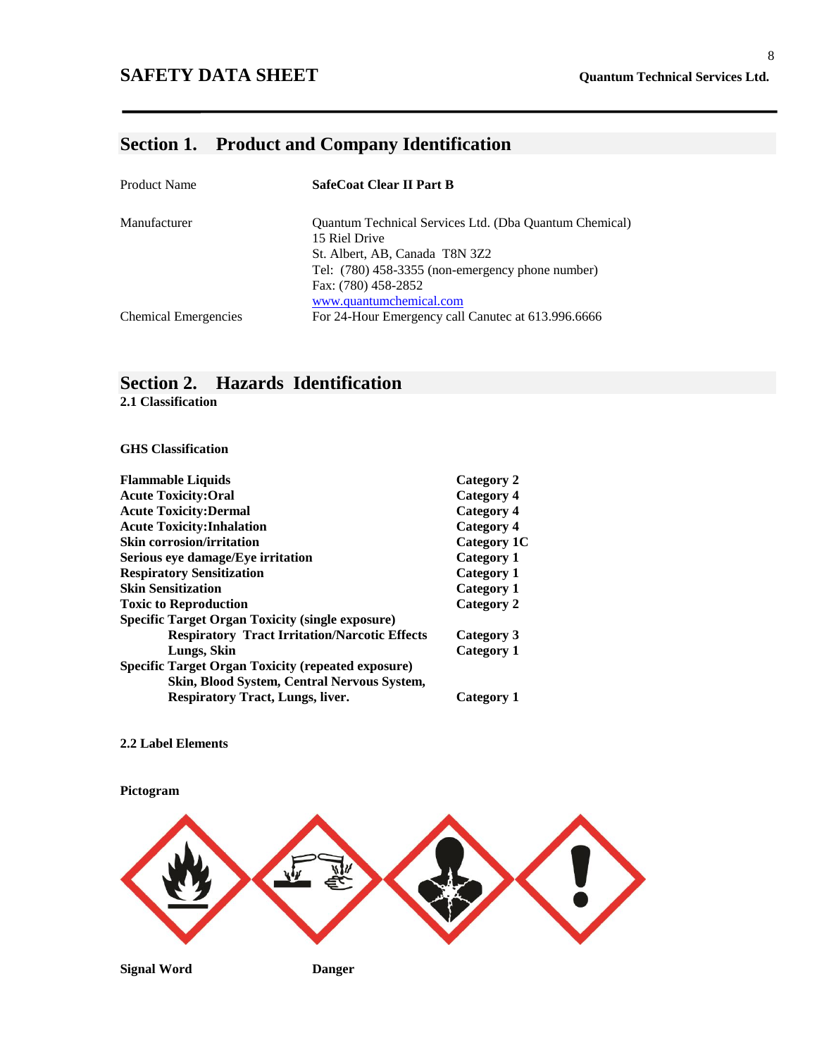## Section 1. Product and Company Identification

| | |
|---|---|
| Product Name | **SafeCoat Clear II Part B** |
| Manufacturer | Quantum Technical Services Ltd. (Dba Quantum Chemical)<br>15 Riel Drive<br>St. Albert, AB, Canada T8N 3Z2<br>Tel: (780) 458-3355 (non-emergency phone number)<br>Fax: (780) 458-2852<br>www.quantumchemical.com |
| Chemical Emergencies | For 24-Hour Emergency call Canutec at 613.996.6666 |

## Section 2. Hazards Identification

**2.1 Classification**

**GHS Classification**

| | |
|---|---|
| **Flammable Liquids** | **Category 2** |
| **Acute Toxicity:Oral** | **Category 4** |
| **Acute Toxicity:Dermal** | **Category 4** |
| **Acute Toxicity:Inhalation** | **Category 4** |
| **Skin corrosion/irritation** | **Category 1C** |
| **Serious eye damage/Eye irritation** | **Category 1** |
| **Respiratory Sensitization** | **Category 1** |
| **Skin Sensitization** | **Category 1** |
| **Toxic to Reproduction** | **Category 2** |
| **Specific Target Organ Toxicity (single exposure)** | |
| **Respiratory Tract Irritation/Narcotic Effects** | **Category 3** |
| **Lungs, Skin** | **Category 1** |
| **Specific Target Organ Toxicity (repeated exposure)** | |
| **Skin, Blood System, Central Nervous System, Respiratory Tract, Lungs, liver.** | **Category 1** |

**2.2 Label Elements**

**Pictogram**

**Signal Word** **Danger**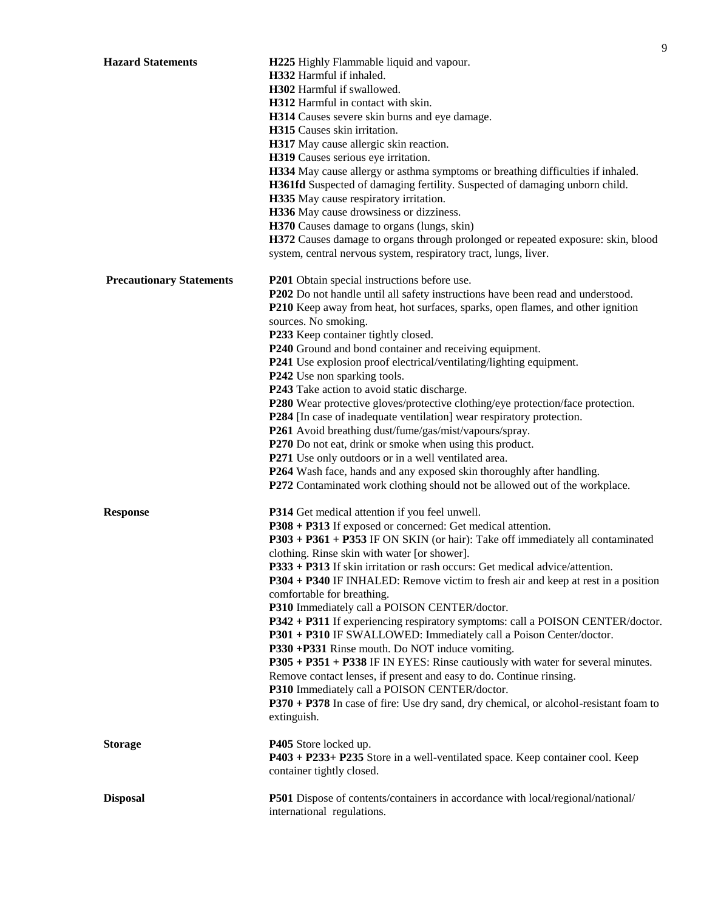**Hazard Statements**

**H225** Highly Flammable liquid and vapour.
**H332** Harmful if inhaled.
**H302** Harmful if swallowed.
**H312** Harmful in contact with skin.
**H314** Causes severe skin burns and eye damage.
**H315** Causes skin irritation.
**H317** May cause allergic skin reaction.
**H319** Causes serious eye irritation.
**H334** May cause allergy or asthma symptoms or breathing difficulties if inhaled.
**H361fd** Suspected of damaging fertility. Suspected of damaging unborn child.
**H335** May cause respiratory irritation.
**H336** May cause drowsiness or dizziness.
**H370** Causes damage to organs (lungs, skin)
**H372** Causes damage to organs through prolonged or repeated exposure: skin, blood system, central nervous system, respiratory tract, lungs, liver.

**Precautionary Statements**

**P201** Obtain special instructions before use.
**P202** Do not handle until all safety instructions have been read and understood.
**P210** Keep away from heat, hot surfaces, sparks, open flames, and other ignition sources. No smoking.
**P233** Keep container tightly closed.
**P240** Ground and bond container and receiving equipment.
**P241** Use explosion proof electrical/ventilating/lighting equipment.
**P242** Use non sparking tools.
**P243** Take action to avoid static discharge.
**P280** Wear protective gloves/protective clothing/eye protection/face protection.
**P284** [In case of inadequate ventilation] wear respiratory protection.
**P261** Avoid breathing dust/fume/gas/mist/vapours/spray.
**P270** Do not eat, drink or smoke when using this product.
**P271** Use only outdoors or in a well ventilated area.
**P264** Wash face, hands and any exposed skin thoroughly after handling.
**P272** Contaminated work clothing should not be allowed out of the workplace.

**Response**

**P314** Get medical attention if you feel unwell.
**P308 + P313** If exposed or concerned: Get medical attention.
**P303 + P361 + P353** IF ON SKIN (or hair): Take off immediately all contaminated clothing. Rinse skin with water [or shower].
**P333 + P313** If skin irritation or rash occurs: Get medical advice/attention.
**P304 + P340** IF INHALED: Remove victim to fresh air and keep at rest in a position comfortable for breathing.
**P310** Immediately call a POISON CENTER/doctor.
**P342 + P311** If experiencing respiratory symptoms: call a POISON CENTER/doctor.
**P301 + P310** IF SWALLOWED: Immediately call a Poison Center/doctor.
**P330 +P331** Rinse mouth. Do NOT induce vomiting.
**P305 + P351 + P338** IF IN EYES: Rinse cautiously with water for several minutes. Remove contact lenses, if present and easy to do. Continue rinsing.
**P310** Immediately call a POISON CENTER/doctor.
**P370 + P378** In case of fire: Use dry sand, dry chemical, or alcohol-resistant foam to extinguish.

**Storage**

**P405** Store locked up.
**P403 + P233+ P235** Store in a well-ventilated space. Keep container cool. Keep container tightly closed.

**Disposal**

**P501** Dispose of contents/containers in accordance with local/regional/national/ international regulations.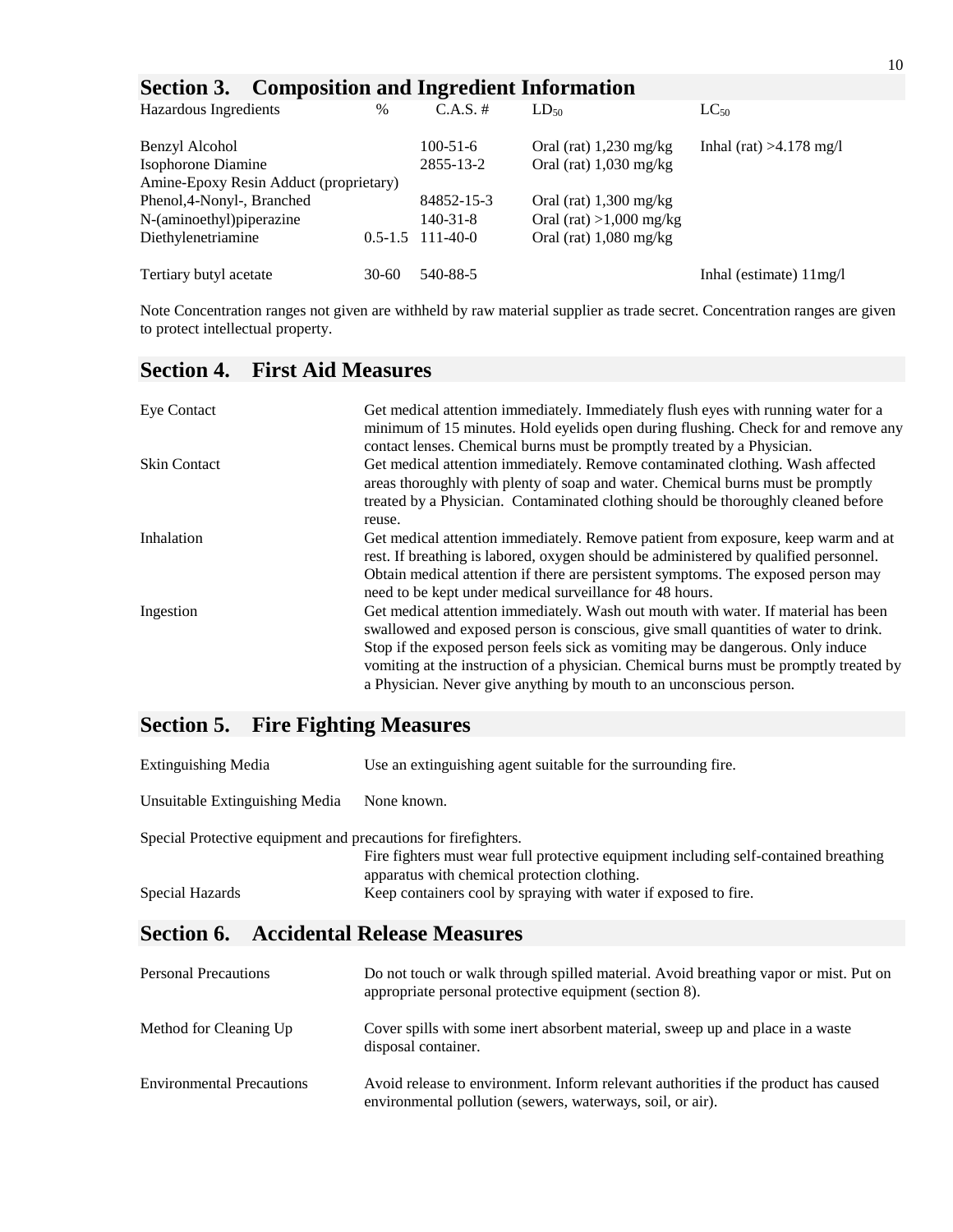## Section 3. Composition and Ingredient Information

| Hazardous Ingredients | % | C.A.S. # | $LD_{50}$ | $LC_{50}$ |
|---|---|---|---|---|
| Benzyl Alcohol | | 100-51-6 | Oral (rat) 1,230 mg/kg | Inhal (rat) >4.178 mg/l |
| Isophorone Diamine | | 2855-13-2 | Oral (rat) 1,030 mg/kg | |
| Amine-Epoxy Resin Adduct (proprietary) | | | | |
| Phenol,4-Nonyl-, Branched | | 84852-15-3 | Oral (rat) 1,300 mg/kg | |
| N-(aminoethyl)piperazine | | 140-31-8 | Oral (rat) >1,000 mg/kg | |
| Diethylenetriamine | 0.5-1.5 | 111-40-0 | Oral (rat) 1,080 mg/kg | |
| Tertiary butyl acetate | 30-60 | 540-88-5 | | Inhal (estimate) 11mg/l |

Note Concentration ranges not given are withheld by raw material supplier as trade secret. Concentration ranges are given to protect intellectual property.

## Section 4. First Aid Measures

| | |
|---|---|
| Eye Contact | Get medical attention immediately. Immediately flush eyes with running water for a minimum of 15 minutes. Hold eyelids open during flushing. Check for and remove any contact lenses. Chemical burns must be promptly treated by a Physician. |
| Skin Contact | Get medical attention immediately. Remove contaminated clothing. Wash affected areas thoroughly with plenty of soap and water. Chemical burns must be promptly treated by a Physician. Contaminated clothing should be thoroughly cleaned before reuse. |
| Inhalation | Get medical attention immediately. Remove patient from exposure, keep warm and at rest. If breathing is labored, oxygen should be administered by qualified personnel. Obtain medical attention if there are persistent symptoms. The exposed person may need to be kept under medical surveillance for 48 hours. |
| Ingestion | Get medical attention immediately. Wash out mouth with water. If material has been swallowed and exposed person is conscious, give small quantities of water to drink. Stop if the exposed person feels sick as vomiting may be dangerous. Only induce vomiting at the instruction of a physician. Chemical burns must be promptly treated by a Physician. Never give anything by mouth to an unconscious person. |

## Section 5. Fire Fighting Measures

Extinguishing Media: Use an extinguishing agent suitable for the surrounding fire.

Unsuitable Extinguishing Media: None known.

Special Protective equipment and precautions for firefighters.
Fire fighters must wear full protective equipment including self-contained breathing apparatus with chemical protection clothing.

Special Hazards: Keep containers cool by spraying with water if exposed to fire.

## Section 6. Accidental Release Measures

Personal Precautions: Do not touch or walk through spilled material. Avoid breathing vapor or mist. Put on appropriate personal protective equipment (section 8).

Method for Cleaning Up: Cover spills with some inert absorbent material, sweep up and place in a waste disposal container.

Environmental Precautions: Avoid release to environment. Inform relevant authorities if the product has caused environmental pollution (sewers, waterways, soil, or air).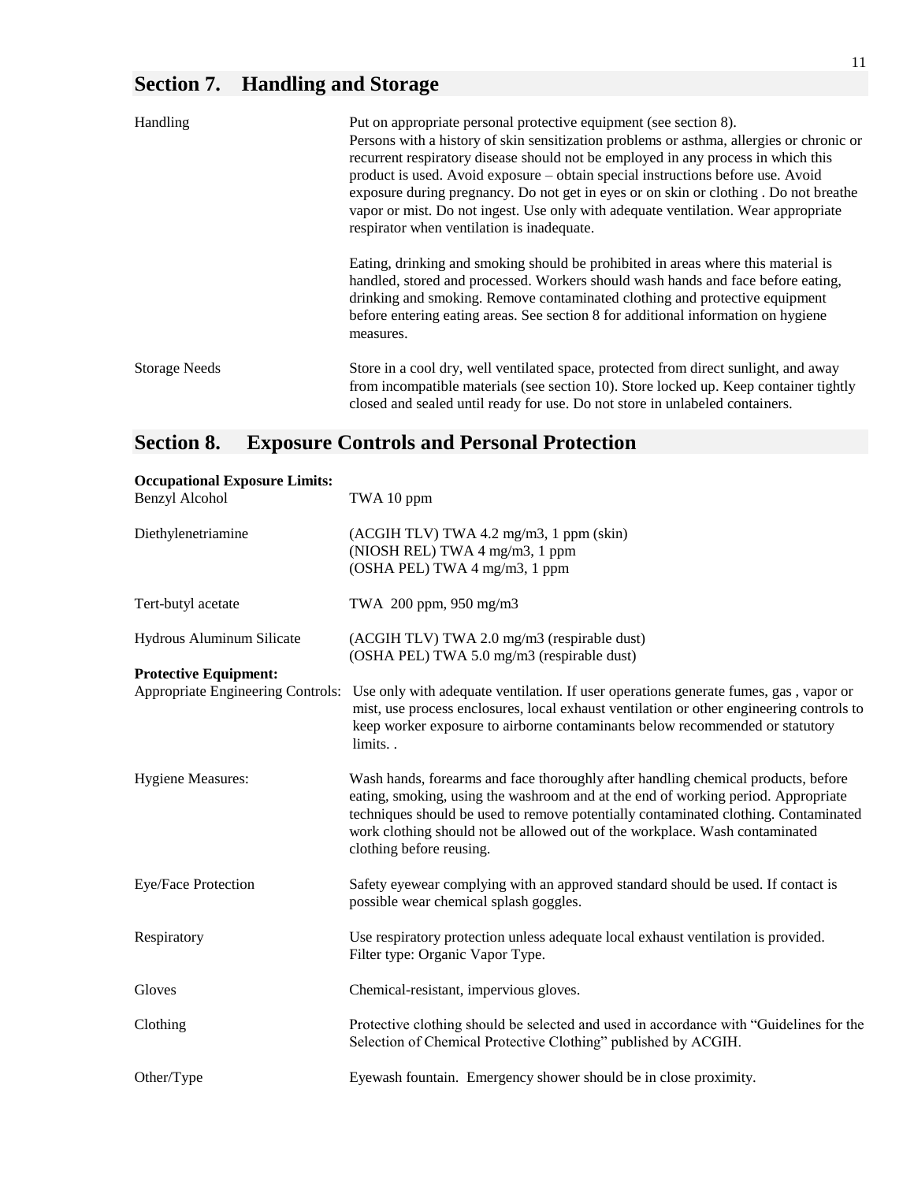## Section 7. Handling and Storage

| | |
|---|---|
| Handling | Put on appropriate personal protective equipment (see section 8). Persons with a history of skin sensitization problems or asthma, allergies or chronic or recurrent respiratory disease should not be employed in any process in which this product is used. Avoid exposure – obtain special instructions before use. Avoid exposure during pregnancy. Do not get in eyes or on skin or clothing . Do not breathe vapor or mist. Do not ingest. Use only with adequate ventilation. Wear appropriate respirator when ventilation is inadequate.<br><br>Eating, drinking and smoking should be prohibited in areas where this material is handled, stored and processed. Workers should wash hands and face before eating, drinking and smoking. Remove contaminated clothing and protective equipment before entering eating areas. See section 8 for additional information on hygiene measures. |
| Storage Needs | Store in a cool dry, well ventilated space, protected from direct sunlight, and away from incompatible materials (see section 10). Store locked up. Keep container tightly closed and sealed until ready for use. Do not store in unlabeled containers. |

## Section 8. Exposure Controls and Personal Protection

**Occupational Exposure Limits:**

| | |
|---|---|
| Benzyl Alcohol | TWA 10 ppm |
| Diethylenetriamine | (ACGIH TLV) TWA 4.2 mg/m3, 1 ppm (skin)<br>(NIOSH REL) TWA 4 mg/m3, 1 ppm<br>(OSHA PEL) TWA 4 mg/m3, 1 ppm |
| Tert-butyl acetate | TWA 200 ppm, 950 mg/m3 |
| Hydrous Aluminum Silicate | (ACGIH TLV) TWA 2.0 mg/m3 (respirable dust)<br>(OSHA PEL) TWA 5.0 mg/m3 (respirable dust) |

**Protective Equipment:**

| | |
|---|---|
| Appropriate Engineering Controls: | Use only with adequate ventilation. If user operations generate fumes, gas , vapor or mist, use process enclosures, local exhaust ventilation or other engineering controls to keep worker exposure to airborne contaminants below recommended or statutory limits. . |
| Hygiene Measures: | Wash hands, forearms and face thoroughly after handling chemical products, before eating, smoking, using the washroom and at the end of working period. Appropriate techniques should be used to remove potentially contaminated clothing. Contaminated work clothing should not be allowed out of the workplace. Wash contaminated clothing before reusing. |
| Eye/Face Protection | Safety eyewear complying with an approved standard should be used. If contact is possible wear chemical splash goggles. |
| Respiratory | Use respiratory protection unless adequate local exhaust ventilation is provided. Filter type: Organic Vapor Type. |
| Gloves | Chemical-resistant, impervious gloves. |
| Clothing | Protective clothing should be selected and used in accordance with “Guidelines for the Selection of Chemical Protective Clothing” published by ACGIH. |
| Other/Type | Eyewash fountain. Emergency shower should be in close proximity. |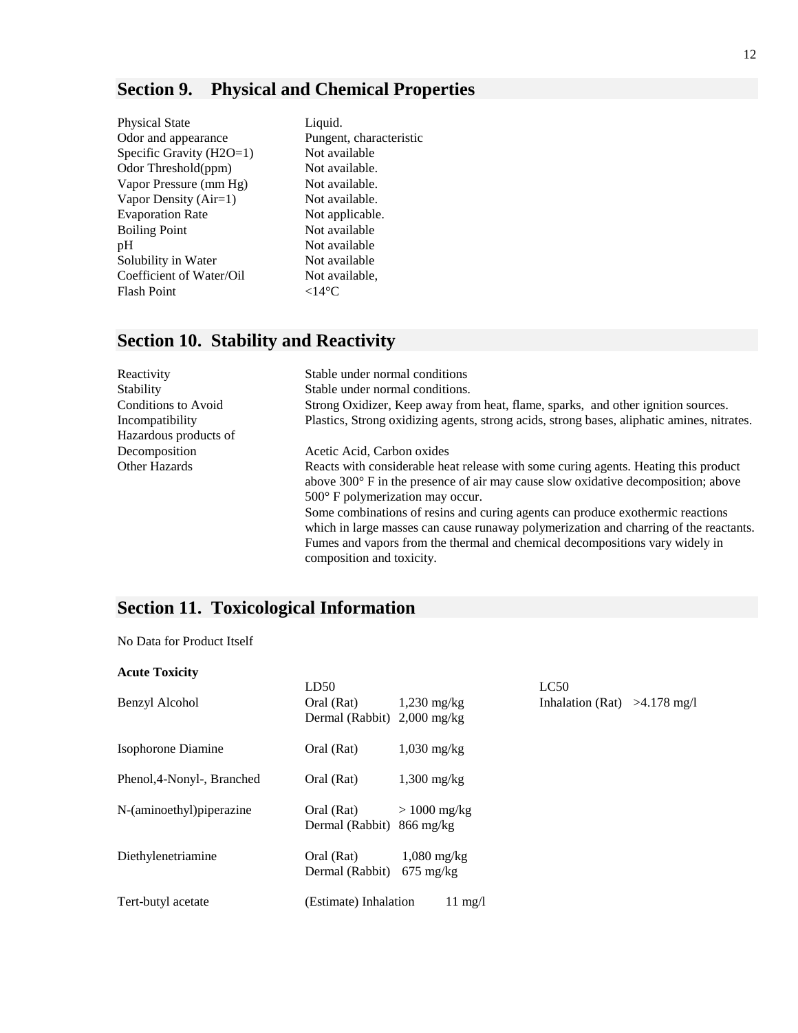## Section 9. Physical and Chemical Properties

| | |
|---|---|
| Physical State | Liquid. |
| Odor and appearance | Pungent, characteristic |
| Specific Gravity (H2O=1) | Not available |
| Odor Threshold(ppm) | Not available. |
| Vapor Pressure (mm Hg) | Not available. |
| Vapor Density (Air=1) | Not available. |
| Evaporation Rate | Not applicable. |
| Boiling Point | Not available |
| pH | Not available |
| Solubility in Water | Not available |
| Coefficient of Water/Oil | Not available, |
| Flash Point | <14°C |

## Section 10. Stability and Reactivity

| | |
|---|---|
| Reactivity | Stable under normal conditions |
| Stability | Stable under normal conditions. |
| Conditions to Avoid | Strong Oxidizer, Keep away from heat, flame, sparks, and other ignition sources. |
| Incompatibility | Plastics, Strong oxidizing agents, strong acids, strong bases, aliphatic amines, nitrates. |
| Hazardous products of Decomposition | Acetic Acid, Carbon oxides |
| Other Hazards | Reacts with considerable heat release with some curing agents. Heating this product above 300° F in the presence of air may cause slow oxidative decomposition; above 500° F polymerization may occur. Some combinations of resins and curing agents can produce exothermic reactions which in large masses can cause runaway polymerization and charring of the reactants. Fumes and vapors from the thermal and chemical decompositions vary widely in composition and toxicity. |

## Section 11. Toxicological Information

No Data for Product Itself

**Acute Toxicity**

| | LD50 | | LC50 | |
|---|---|---|---|---|
| Benzyl Alcohol | Oral (Rat) | 1,230 mg/kg | Inhalation (Rat) | >4.178 mg/l |
| | Dermal (Rabbit) | 2,000 mg/kg | | |
| Isophorone Diamine | Oral (Rat) | 1,030 mg/kg | | |
| Phenol,4-Nonyl-, Branched | Oral (Rat) | 1,300 mg/kg | | |
| N-(aminoethyl)piperazine | Oral (Rat) | > 1000 mg/kg | | |
| | Dermal (Rabbit) | 866 mg/kg | | |
| Diethylenetriamine | Oral (Rat) | 1,080 mg/kg | | |
| | Dermal (Rabbit) | 675 mg/kg | | |
| Tert-butyl acetate | (Estimate) Inhalation | 11 mg/l | | |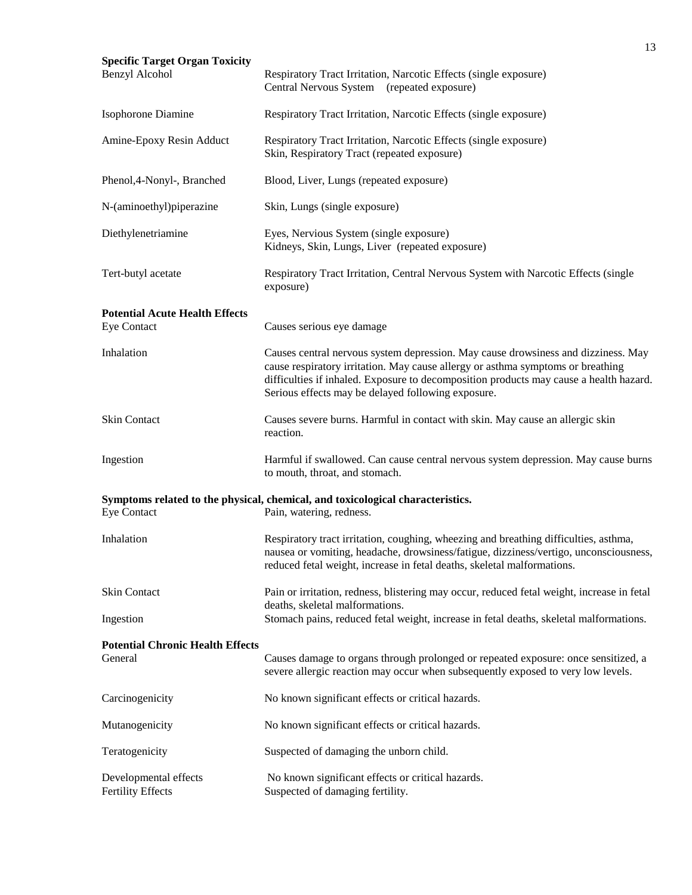**Specific Target Organ Toxicity**

| | |
|---|---|
| Benzyl Alcohol | Respiratory Tract Irritation, Narcotic Effects (single exposure)<br>Central Nervous System (repeated exposure) |
| Isophorone Diamine | Respiratory Tract Irritation, Narcotic Effects (single exposure) |
| Amine-Epoxy Resin Adduct | Respiratory Tract Irritation, Narcotic Effects (single exposure)<br>Skin, Respiratory Tract (repeated exposure) |
| Phenol,4-Nonyl-, Branched | Blood, Liver, Lungs (repeated exposure) |
| N-(aminoethyl)piperazine | Skin, Lungs (single exposure) |
| Diethylenetriamine | Eyes, Nervious System (single exposure)<br>Kidneys, Skin, Lungs, Liver (repeated exposure) |
| Tert-butyl acetate | Respiratory Tract Irritation, Central Nervous System with Narcotic Effects (single exposure) |

**Potential Acute Health Effects**

| | |
|---|---|
| Eye Contact | Causes serious eye damage |
| Inhalation | Causes central nervous system depression. May cause drowsiness and dizziness. May cause respiratory irritation. May cause allergy or asthma symptoms or breathing difficulties if inhaled. Exposure to decomposition products may cause a health hazard. Serious effects may be delayed following exposure. |
| Skin Contact | Causes severe burns. Harmful in contact with skin. May cause an allergic skin reaction. |
| Ingestion | Harmful if swallowed. Can cause central nervous system depression. May cause burns to mouth, throat, and stomach. |

**Symptoms related to the physical, chemical, and toxicological characteristics.**

| | |
|---|---|
| Eye Contact | Pain, watering, redness. |
| Inhalation | Respiratory tract irritation, coughing, wheezing and breathing difficulties, asthma, nausea or vomiting, headache, drowsiness/fatigue, dizziness/vertigo, unconsciousness, reduced fetal weight, increase in fetal deaths, skeletal malformations. |
| Skin Contact | Pain or irritation, redness, blistering may occur, reduced fetal weight, increase in fetal deaths, skeletal malformations. |
| Ingestion | Stomach pains, reduced fetal weight, increase in fetal deaths, skeletal malformations. |

**Potential Chronic Health Effects**

| | |
|---|---|
| General | Causes damage to organs through prolonged or repeated exposure: once sensitized, a severe allergic reaction may occur when subsequently exposed to very low levels. |
| Carcinogenicity | No known significant effects or critical hazards. |
| Mutanogenicity | No known significant effects or critical hazards. |
| Teratogenicity | Suspected of damaging the unborn child. |
| Developmental effects | No known significant effects or critical hazards. |
| Fertility Effects | Suspected of damaging fertility. |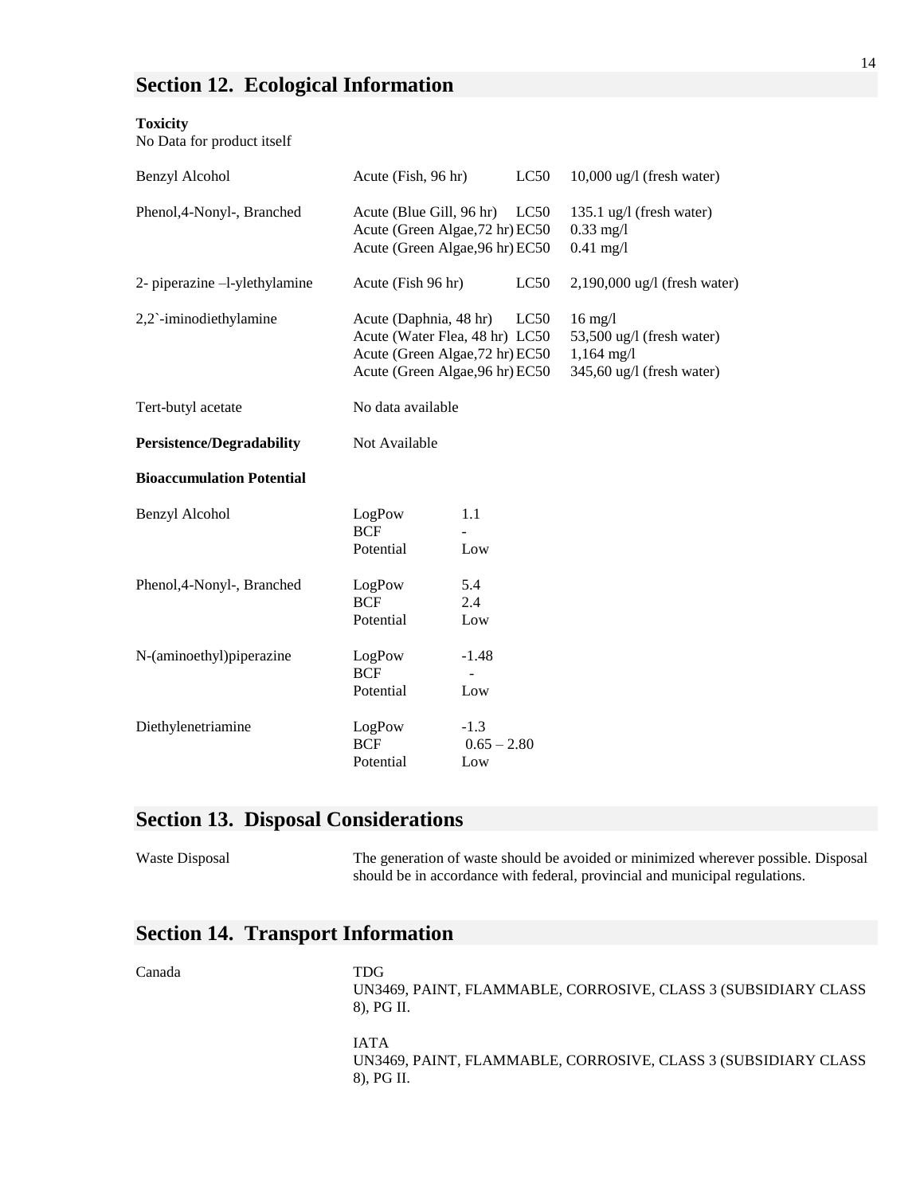## Section 12. Ecological Information

**Toxicity**
No Data for product itself

| | | | |
|---|---|---|---|
| Benzyl Alcohol | Acute (Fish, 96 hr) | LC50 | 10,000 ug/l (fresh water) |
| Phenol,4-Nonyl-, Branched | Acute (Blue Gill, 96 hr) | LC50 | 135.1 ug/l (fresh water) |
| | Acute (Green Algae,72 hr) | EC50 | 0.33 mg/l |
| | Acute (Green Algae,96 hr) | EC50 | 0.41 mg/l |
| 2- piperazine –l-ylethylamine | Acute (Fish 96 hr) | LC50 | 2,190,000 ug/l (fresh water) |
| 2,2`-iminodiethylamine | Acute (Daphnia, 48 hr) | LC50 | 16 mg/l |
| | Acute (Water Flea, 48 hr) | LC50 | 53,500 ug/l (fresh water) |
| | Acute (Green Algae,72 hr) | EC50 | 1,164 mg/l |
| | Acute (Green Algae,96 hr) | EC50 | 345,60 ug/l (fresh water) |
| Tert-butyl acetate | No data available | | |

**Persistence/Degradability** Not Available

**Bioaccumulation Potential**

| | | |
|---|---|---|
| Benzyl Alcohol | LogPow | 1.1 |
| | BCF | - |
| | Potential | Low |
| Phenol,4-Nonyl-, Branched | LogPow | 5.4 |
| | BCF | 2.4 |
| | Potential | Low |
| N-(aminoethyl)piperazine | LogPow | -1.48 |
| | BCF | - |
| | Potential | Low |
| Diethylenetriamine | LogPow | -1.3 |
| | BCF | 0.65 – 2.80 |
| | Potential | Low |

## Section 13. Disposal Considerations

Waste Disposal: The generation of waste should be avoided or minimized wherever possible. Disposal should be in accordance with federal, provincial and municipal regulations.

## Section 14. Transport Information

Canada

TDG
UN3469, PAINT, FLAMMABLE, CORROSIVE, CLASS 3 (SUBSIDIARY CLASS 8), PG II.

IATA
UN3469, PAINT, FLAMMABLE, CORROSIVE, CLASS 3 (SUBSIDIARY CLASS 8), PG II.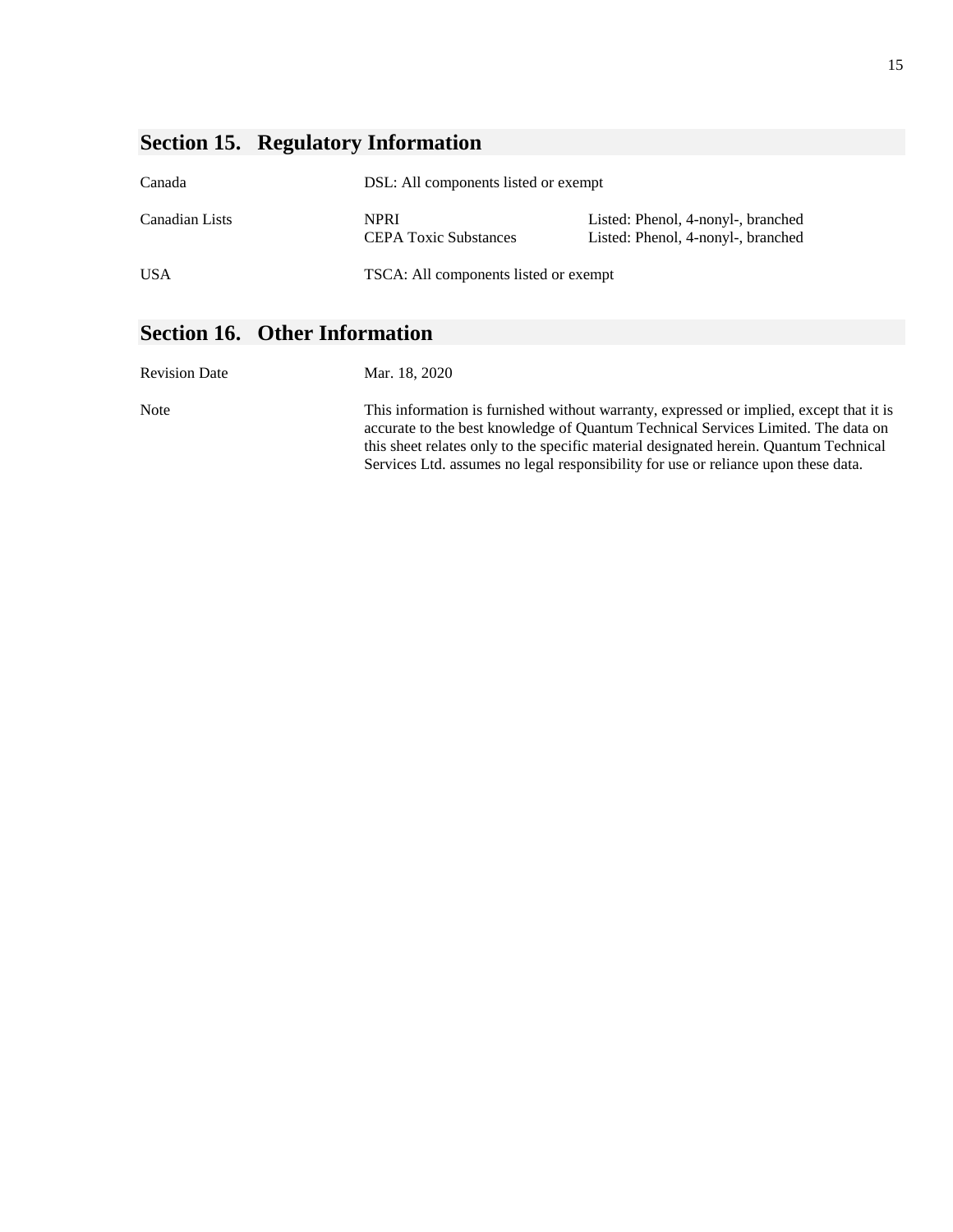## Section 15. Regulatory Information

| | | |
|---|---|---|
| Canada | DSL: All components listed or exempt | |
| Canadian Lists | NPRI | Listed: Phenol, 4-nonyl-, branched |
| | CEPA Toxic Substances | Listed: Phenol, 4-nonyl-, branched |
| USA | TSCA: All components listed or exempt | |

## Section 16. Other Information

| | |
|---|---|
| Revision Date | Mar. 18, 2020 |
| Note | This information is furnished without warranty, expressed or implied, except that it is accurate to the best knowledge of Quantum Technical Services Limited. The data on this sheet relates only to the specific material designated herein. Quantum Technical Services Ltd. assumes no legal responsibility for use or reliance upon these data. |